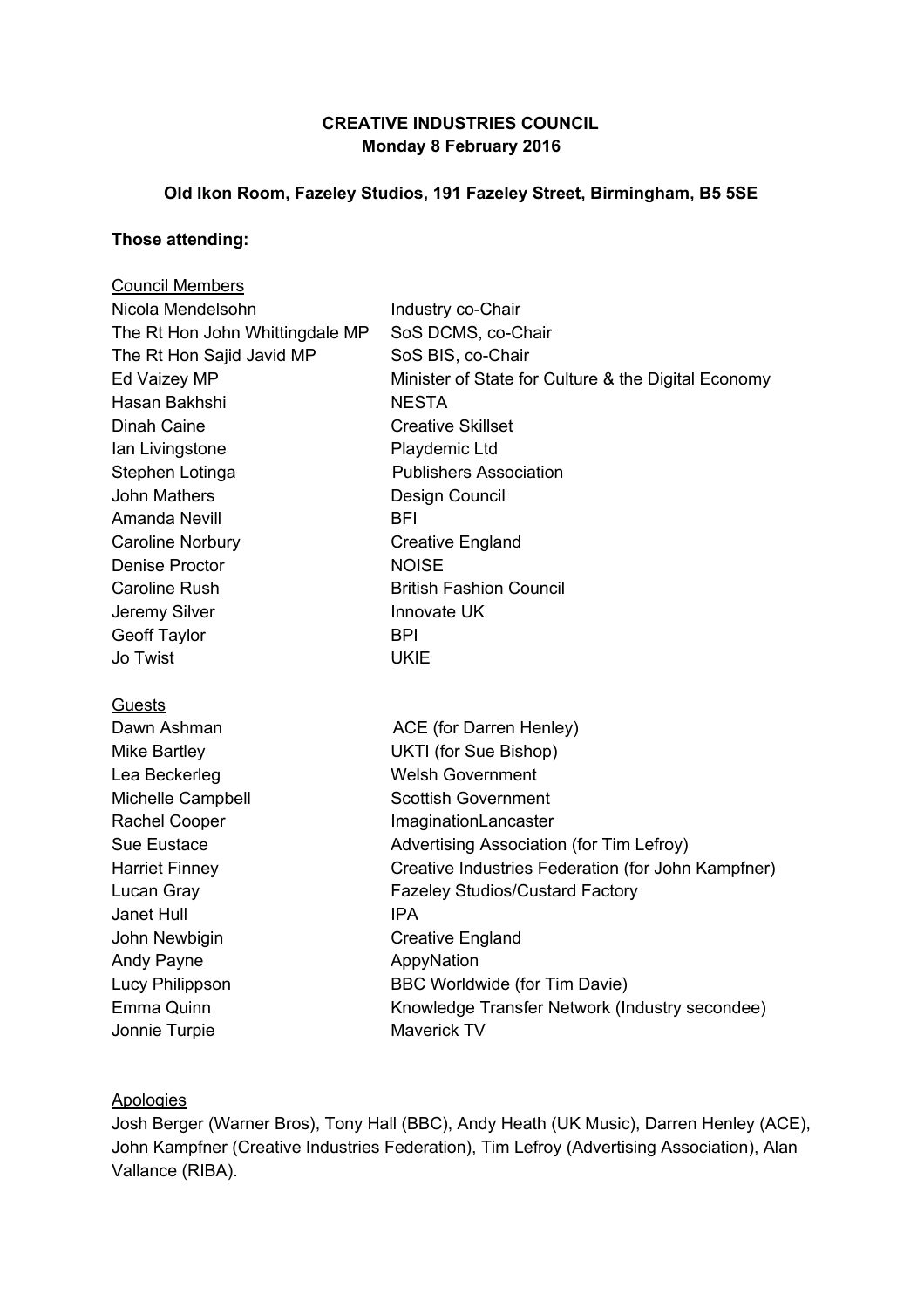**CREATIVE INDUSTRIES COUNCIL**
**Monday 8 February 2016**

**Old Ikon Room, Fazeley Studios, 191 Fazeley Street, Birmingham, B5 5SE**

**Those attending:**

<u>Council Members</u>

| | |
|---|---|
| Nicola Mendelsohn | Industry co-Chair |
| The Rt Hon John Whittingdale MP | SoS DCMS, co-Chair |
| The Rt Hon Sajid Javid MP | SoS BIS, co-Chair |
| Ed Vaizey MP | Minister of State for Culture & the Digital Economy |
| Hasan Bakhshi | NESTA |
| Dinah Caine | Creative Skillset |
| Ian Livingstone | Playdemic Ltd |
| Stephen Lotinga | Publishers Association |
| John Mathers | Design Council |
| Amanda Nevill | BFI |
| Caroline Norbury | Creative England |
| Denise Proctor | NOISE |
| Caroline Rush | British Fashion Council |
| Jeremy Silver | Innovate UK |
| Geoff Taylor | BPI |
| Jo Twist | UKIE |

<u>Guests</u>

| | |
|---|---|
| Dawn Ashman | ACE (for Darren Henley) |
| Mike Bartley | UKTI (for Sue Bishop) |
| Lea Beckerleg | Welsh Government |
| Michelle Campbell | Scottish Government |
| Rachel Cooper | ImaginationLancaster |
| Sue Eustace | Advertising Association (for Tim Lefroy) |
| Harriet Finney | Creative Industries Federation (for John Kampfner) |
| Lucan Gray | Fazeley Studios/Custard Factory |
| Janet Hull | IPA |
| John Newbigin | Creative England |
| Andy Payne | AppyNation |
| Lucy Philippson | BBC Worldwide (for Tim Davie) |
| Emma Quinn | Knowledge Transfer Network (Industry secondee) |
| Jonnie Turpie | Maverick TV |

<u>Apologies</u>

Josh Berger (Warner Bros), Tony Hall (BBC), Andy Heath (UK Music), Darren Henley (ACE), John Kampfner (Creative Industries Federation), Tim Lefroy (Advertising Association), Alan Vallance (RIBA).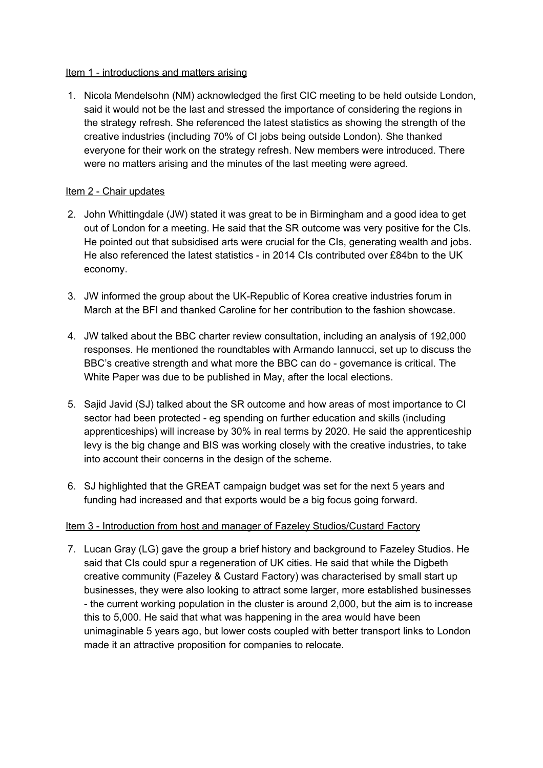Item 1 - introductions and matters arising

1. Nicola Mendelsohn (NM) acknowledged the first CIC meeting to be held outside London, said it would not be the last and stressed the importance of considering the regions in the strategy refresh. She referenced the latest statistics as showing the strength of the creative industries (including 70% of CI jobs being outside London). She thanked everyone for their work on the strategy refresh. New members were introduced. There were no matters arising and the minutes of the last meeting were agreed.

Item 2 - Chair updates

2. John Whittingdale (JW) stated it was great to be in Birmingham and a good idea to get out of London for a meeting. He said that the SR outcome was very positive for the CIs. He pointed out that subsidised arts were crucial for the CIs, generating wealth and jobs. He also referenced the latest statistics - in 2014 CIs contributed over £84bn to the UK economy.

3. JW informed the group about the UK-Republic of Korea creative industries forum in March at the BFI and thanked Caroline for her contribution to the fashion showcase.

4. JW talked about the BBC charter review consultation, including an analysis of 192,000 responses. He mentioned the roundtables with Armando Iannucci, set up to discuss the BBC's creative strength and what more the BBC can do - governance is critical. The White Paper was due to be published in May, after the local elections.

5. Sajid Javid (SJ) talked about the SR outcome and how areas of most importance to CI sector had been protected - eg spending on further education and skills (including apprenticeships) will increase by 30% in real terms by 2020. He said the apprenticeship levy is the big change and BIS was working closely with the creative industries, to take into account their concerns in the design of the scheme.

6. SJ highlighted that the GREAT campaign budget was set for the next 5 years and funding had increased and that exports would be a big focus going forward.

Item 3 - Introduction from host and manager of Fazeley Studios/Custard Factory

7. Lucan Gray (LG) gave the group a brief history and background to Fazeley Studios. He said that CIs could spur a regeneration of UK cities. He said that while the Digbeth creative community (Fazeley & Custard Factory) was characterised by small start up businesses, they were also looking to attract some larger, more established businesses - the current working population in the cluster is around 2,000, but the aim is to increase this to 5,000. He said that what was happening in the area would have been unimaginable 5 years ago, but lower costs coupled with better transport links to London made it an attractive proposition for companies to relocate.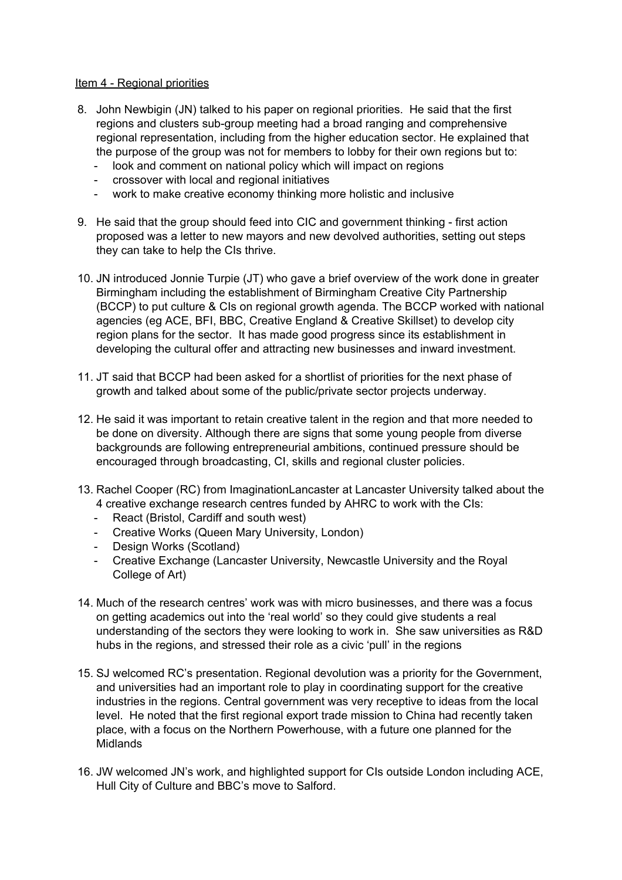Item 4 - Regional priorities

8. John Newbigin (JN) talked to his paper on regional priorities. He said that the first regions and clusters sub-group meeting had a broad ranging and comprehensive regional representation, including from the higher education sector. He explained that the purpose of the group was not for members to lobby for their own regions but to:
   - look and comment on national policy which will impact on regions
   - crossover with local and regional initiatives
   - work to make creative economy thinking more holistic and inclusive

9. He said that the group should feed into CIC and government thinking - first action proposed was a letter to new mayors and new devolved authorities, setting out steps they can take to help the CIs thrive.

10. JN introduced Jonnie Turpie (JT) who gave a brief overview of the work done in greater Birmingham including the establishment of Birmingham Creative City Partnership (BCCP) to put culture & CIs on regional growth agenda. The BCCP worked with national agencies (eg ACE, BFI, BBC, Creative England & Creative Skillset) to develop city region plans for the sector. It has made good progress since its establishment in developing the cultural offer and attracting new businesses and inward investment.

11. JT said that BCCP had been asked for a shortlist of priorities for the next phase of growth and talked about some of the public/private sector projects underway.

12. He said it was important to retain creative talent in the region and that more needed to be done on diversity. Although there are signs that some young people from diverse backgrounds are following entrepreneurial ambitions, continued pressure should be encouraged through broadcasting, CI, skills and regional cluster policies.

13. Rachel Cooper (RC) from ImaginationLancaster at Lancaster University talked about the 4 creative exchange research centres funded by AHRC to work with the CIs:
   - React (Bristol, Cardiff and south west)
   - Creative Works (Queen Mary University, London)
   - Design Works (Scotland)
   - Creative Exchange (Lancaster University, Newcastle University and the Royal College of Art)

14. Much of the research centres' work was with micro businesses, and there was a focus on getting academics out into the 'real world' so they could give students a real understanding of the sectors they were looking to work in. She saw universities as R&D hubs in the regions, and stressed their role as a civic 'pull' in the regions

15. SJ welcomed RC's presentation. Regional devolution was a priority for the Government, and universities had an important role to play in coordinating support for the creative industries in the regions. Central government was very receptive to ideas from the local level. He noted that the first regional export trade mission to China had recently taken place, with a focus on the Northern Powerhouse, with a future one planned for the Midlands

16. JW welcomed JN's work, and highlighted support for CIs outside London including ACE, Hull City of Culture and BBC's move to Salford.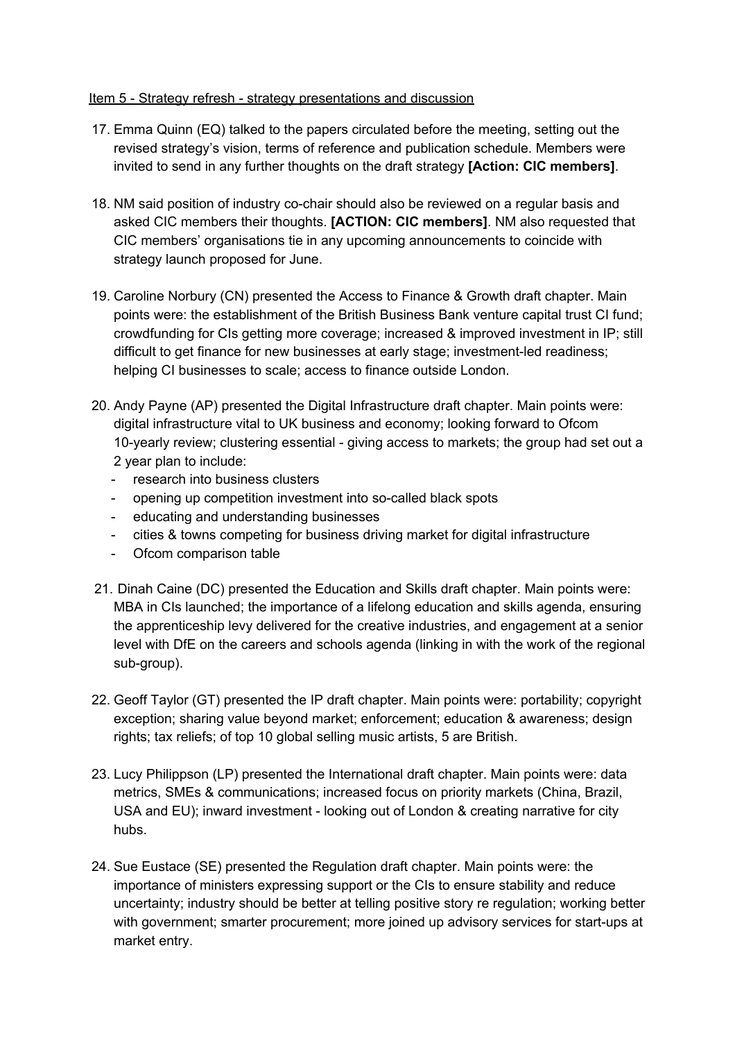Item 5 - Strategy refresh - strategy presentations and discussion

17. Emma Quinn (EQ) talked to the papers circulated before the meeting, setting out the revised strategy's vision, terms of reference and publication schedule. Members were invited to send in any further thoughts on the draft strategy **[Action: CIC members]**.

18. NM said position of industry co-chair should also be reviewed on a regular basis and asked CIC members their thoughts. **[ACTION: CIC members]**. NM also requested that CIC members' organisations tie in any upcoming announcements to coincide with strategy launch proposed for June.

19. Caroline Norbury (CN) presented the Access to Finance & Growth draft chapter. Main points were: the establishment of the British Business Bank venture capital trust CI fund; crowdfunding for CIs getting more coverage; increased & improved investment in IP; still difficult to get finance for new businesses at early stage; investment-led readiness; helping CI businesses to scale; access to finance outside London.

20. Andy Payne (AP) presented the Digital Infrastructure draft chapter. Main points were: digital infrastructure vital to UK business and economy; looking forward to Ofcom 10-yearly review; clustering essential - giving access to markets; the group had set out a 2 year plan to include:
    - research into business clusters
    - opening up competition investment into so-called black spots
    - educating and understanding businesses
    - cities & towns competing for business driving market for digital infrastructure
    - Ofcom comparison table

21. Dinah Caine (DC) presented the Education and Skills draft chapter. Main points were: MBA in CIs launched; the importance of a lifelong education and skills agenda, ensuring the apprenticeship levy delivered for the creative industries, and engagement at a senior level with DfE on the careers and schools agenda (linking in with the work of the regional sub-group).

22. Geoff Taylor (GT) presented the IP draft chapter. Main points were: portability; copyright exception; sharing value beyond market; enforcement; education & awareness; design rights; tax reliefs; of top 10 global selling music artists, 5 are British.

23. Lucy Philippson (LP) presented the International draft chapter. Main points were: data metrics, SMEs & communications; increased focus on priority markets (China, Brazil, USA and EU); inward investment - looking out of London & creating narrative for city hubs.

24. Sue Eustace (SE) presented the Regulation draft chapter. Main points were: the importance of ministers expressing support or the CIs to ensure stability and reduce uncertainty; industry should be better at telling positive story re regulation; working better with government; smarter procurement; more joined up advisory services for start-ups at market entry.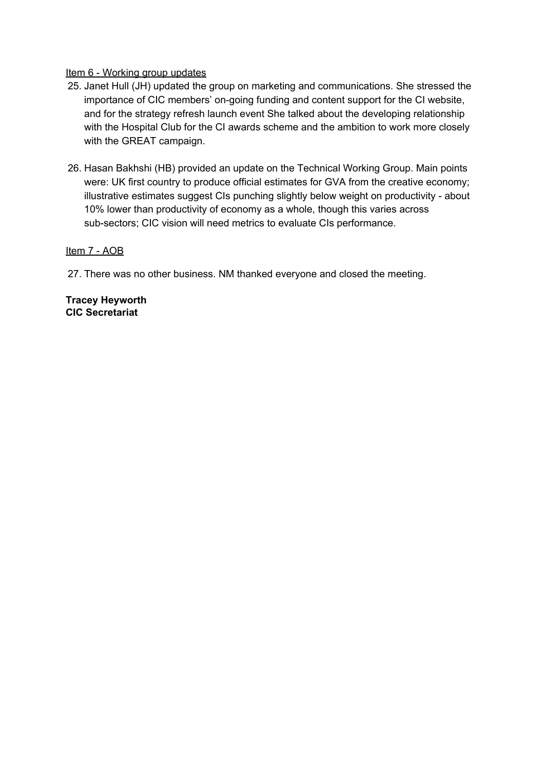Item 6 - Working group updates

25. Janet Hull (JH) updated the group on marketing and communications. She stressed the importance of CIC members' on-going funding and content support for the CI website, and for the strategy refresh launch event She talked about the developing relationship with the Hospital Club for the CI awards scheme and the ambition to work more closely with the GREAT campaign.

26. Hasan Bakhshi (HB) provided an update on the Technical Working Group. Main points were: UK first country to produce official estimates for GVA from the creative economy; illustrative estimates suggest CIs punching slightly below weight on productivity - about 10% lower than productivity of economy as a whole, though this varies across sub-sectors; CIC vision will need metrics to evaluate CIs performance.

Item 7 - AOB

27. There was no other business. NM thanked everyone and closed the meeting.

**Tracey Heyworth**
**CIC Secretariat**